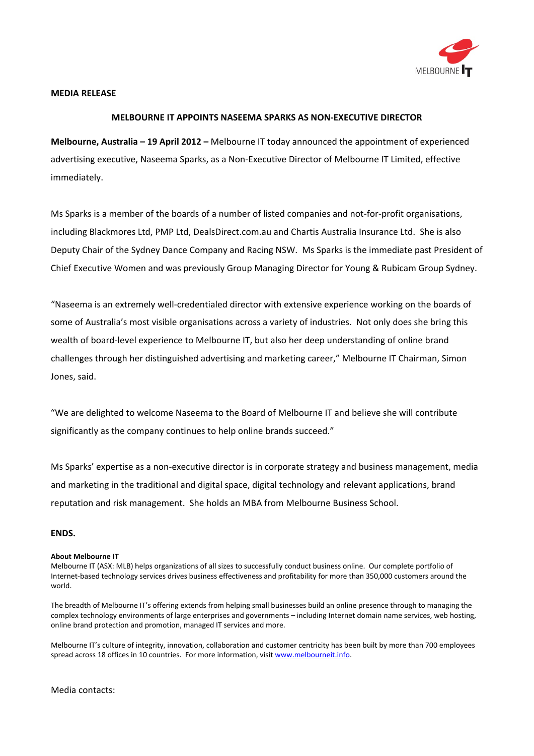**MEDIA RELEASE**

**MELBOURNE IT APPOINTS NASEEMA SPARKS AS NON-EXECUTIVE DIRECTOR**

**Melbourne, Australia – 19 April 2012 –** Melbourne IT today announced the appointment of experienced advertising executive, Naseema Sparks, as a Non-Executive Director of Melbourne IT Limited, effective immediately.

Ms Sparks is a member of the boards of a number of listed companies and not-for-profit organisations, including Blackmores Ltd, PMP Ltd, DealsDirect.com.au and Chartis Australia Insurance Ltd. She is also Deputy Chair of the Sydney Dance Company and Racing NSW. Ms Sparks is the immediate past President of Chief Executive Women and was previously Group Managing Director for Young & Rubicam Group Sydney.

"Naseema is an extremely well-credentialed director with extensive experience working on the boards of some of Australia's most visible organisations across a variety of industries. Not only does she bring this wealth of board-level experience to Melbourne IT, but also her deep understanding of online brand challenges through her distinguished advertising and marketing career," Melbourne IT Chairman, Simon Jones, said.

"We are delighted to welcome Naseema to the Board of Melbourne IT and believe she will contribute significantly as the company continues to help online brands succeed."

Ms Sparks' expertise as a non-executive director is in corporate strategy and business management, media and marketing in the traditional and digital space, digital technology and relevant applications, brand reputation and risk management. She holds an MBA from Melbourne Business School.

**ENDS.**

**About Melbourne IT**

Melbourne IT (ASX: MLB) helps organizations of all sizes to successfully conduct business online. Our complete portfolio of Internet-based technology services drives business effectiveness and profitability for more than 350,000 customers around the world.

The breadth of Melbourne IT's offering extends from helping small businesses build an online presence through to managing the complex technology environments of large enterprises and governments – including Internet domain name services, web hosting, online brand protection and promotion, managed IT services and more.

Melbourne IT's culture of integrity, innovation, collaboration and customer centricity has been built by more than 700 employees spread across 18 offices in 10 countries. For more information, visit www.melbourneit.info.

Media contacts: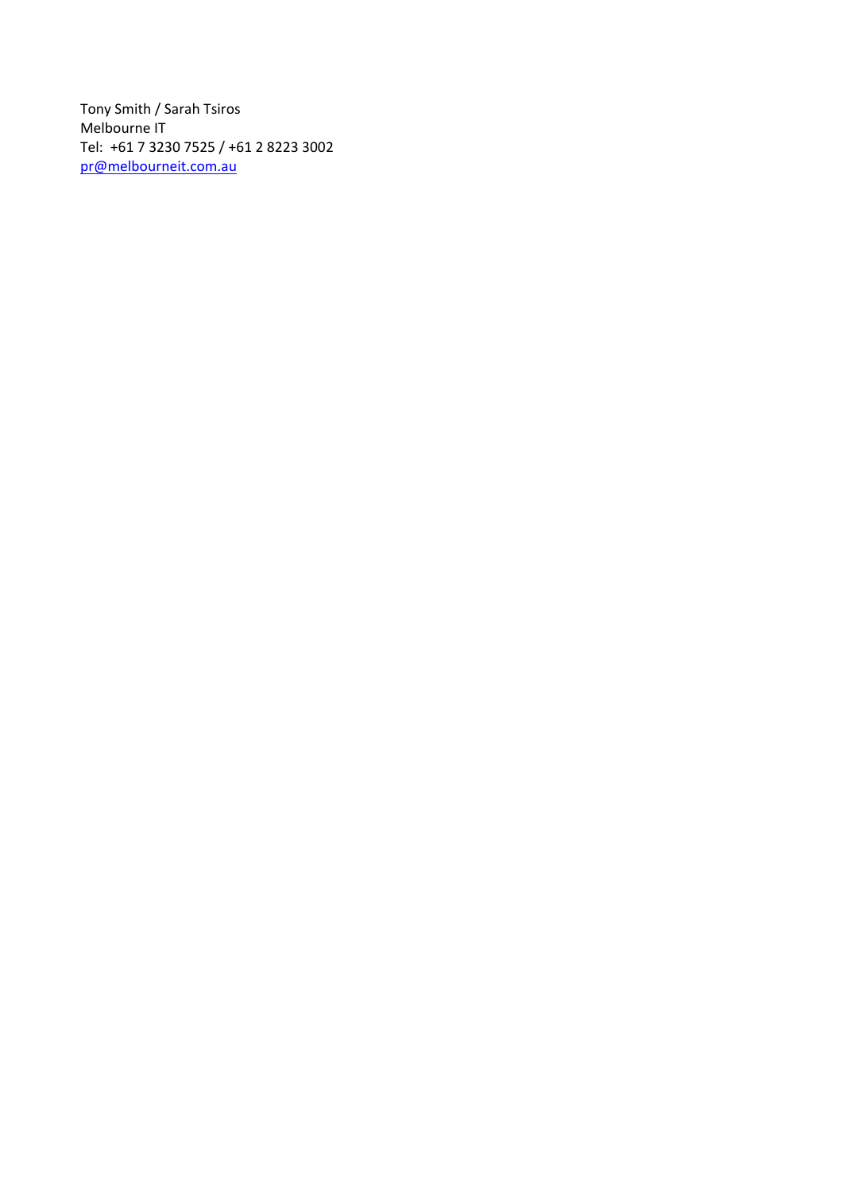Tony Smith / Sarah Tsiros
Melbourne IT
Tel:  +61 7 3230 7525 / +61 2 8223 3002
pr@melbourneit.com.au